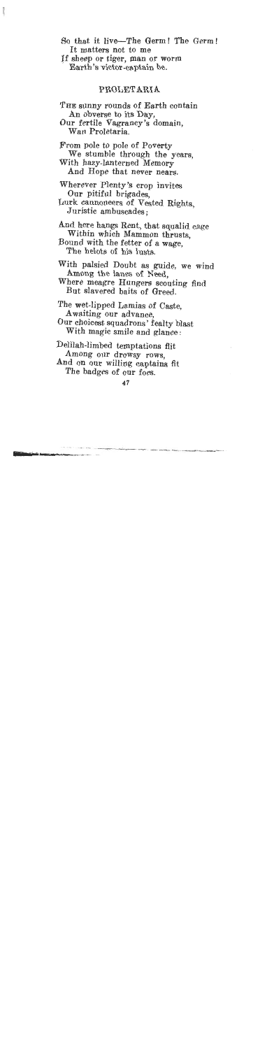So that it live—The Germ! The Germ!
  It matters not to me
If sheep or tiger, man or worm
  Earth's victor-captain be.

## PROLETARIA

The sunny rounds of Earth contain
  An obverse to its Day,
Our fertile Vagrancy's domain,
  Wan Proletaria.

From pole to pole of Poverty
  We stumble through the years,
With hazy-lanterned Memory
  And Hope that never nears.

Wherever Plenty's crop invites
  Our pitiful brigades,
Lurk cannoneers of Vested Rights,
  Juristic ambuscades;

And here hangs Rent, that squalid cage
  Within which Mammon thrusts,
Bound with the fetter of a wage,
  The helots of his lusts.

With palsied Doubt as guide, we wind
  Among the lanes of Need,
Where meagre Hungers scouting find
  But slavered baits of Greed.

The wet-lipped Lamias of Caste,
  Awaiting our advance,
Our choicest squadrons' fealty blast
  With magic smile and glance:

Delilah-limbed temptations flit
  Among our drowsy rows,
And on our willing captains fit
  The badges of our foes.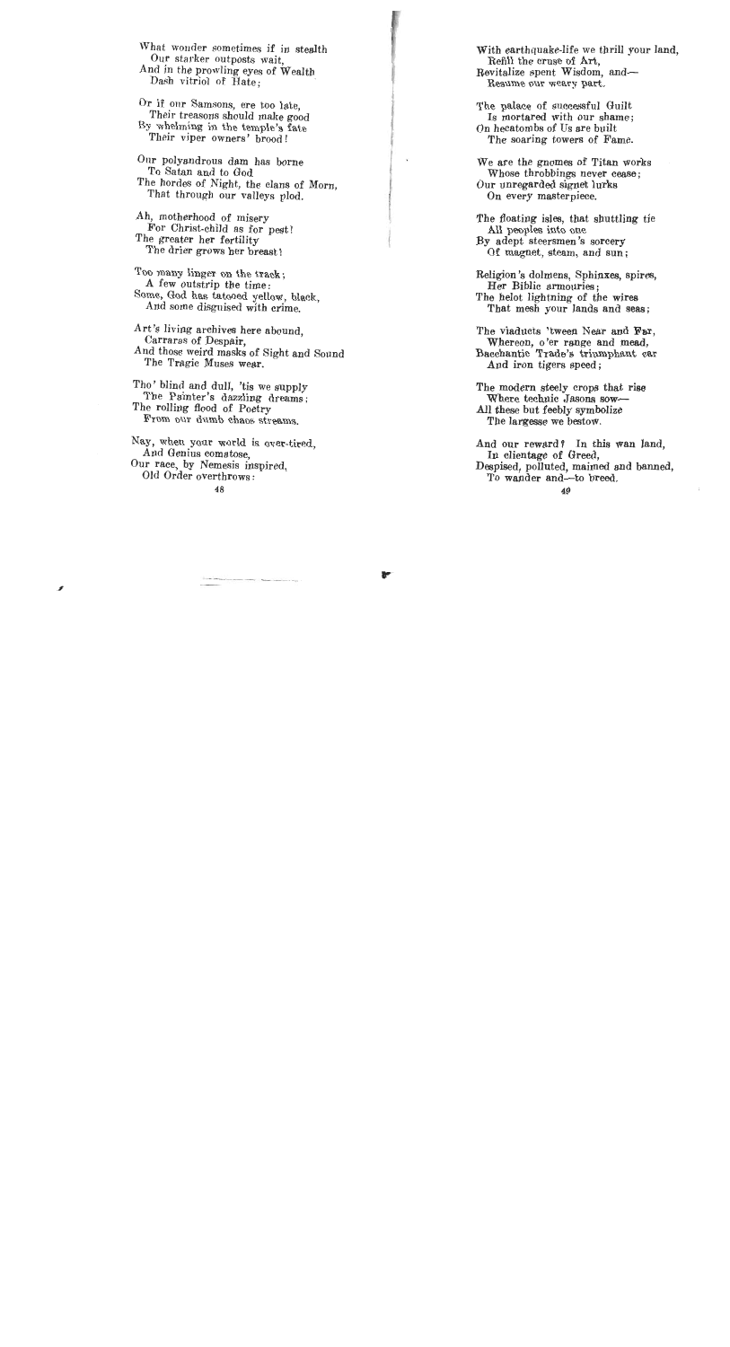What wonder sometimes if in stealth
  Our starker outposts wait,
And in the prowling eyes of Wealth
  Dash vitriol of Hate;

Or if our Samsons, ere too late,
  Their treasons should make good
By whelming in the temple's fate
  Their viper owners' brood!

Our polyandrous dam has borne
  To Satan and to God
The hordes of Night, the clans of Morn,
  That through our valleys plod.

Ah, motherhood of misery
  For Christ-child as for pest!
The greater her fertility
  The drier grows her breast!

Too many linger on the track;
  A few outstrip the time:
Some, God has tatooed yellow, black,
  And some disguised with crime.

Art's living archives here abound,
  Carraras of Despair,
And those weird masks of Sight and Sound
  The Tragic Muses wear.

Tho' blind and dull, 'tis we supply
  The Painter's dazzling dreams;
The rolling flood of Poetry
  From our dumb chaos streams.

Nay, when your world is over-tired,
  And Genius comatose,
Our race, by Nemesis inspired,
  Old Order overthrows:

With earthquake-life we thrill your land,
  Refill the cruse of Art,
Revitalize spent Wisdom, and—
  Resume our weary part.

The palace of successful Guilt
  Is mortared with our shame;
On hecatombs of Us are built
  The soaring towers of Fame.

We are the gnomes of Titan works
  Whose throbbings never cease;
Our unregarded signet lurks
  On every masterpiece.

The floating isles, that shuttling tie
  All peoples into one
By adept steersmen's sorcery
  Of magnet, steam, and sun;

Religion's dolmens, Sphinxes, spires,
  Her Biblic armouries;
The helot lightning of the wires
  That mesh your lands and seas;

The viaducts 'tween Near and Far,
  Whereon, o'er range and mead,
Bacchantic Trade's triumphant car
  And iron tigers speed;

The modern steely crops that rise
  Where technic Jasons sow—
All these but feebly symbolize
  The largesse we bestow.

And our reward? In this wan land,
  In clientage of Greed,
Despised, polluted, maimed and banned,
  To wander and—to breed.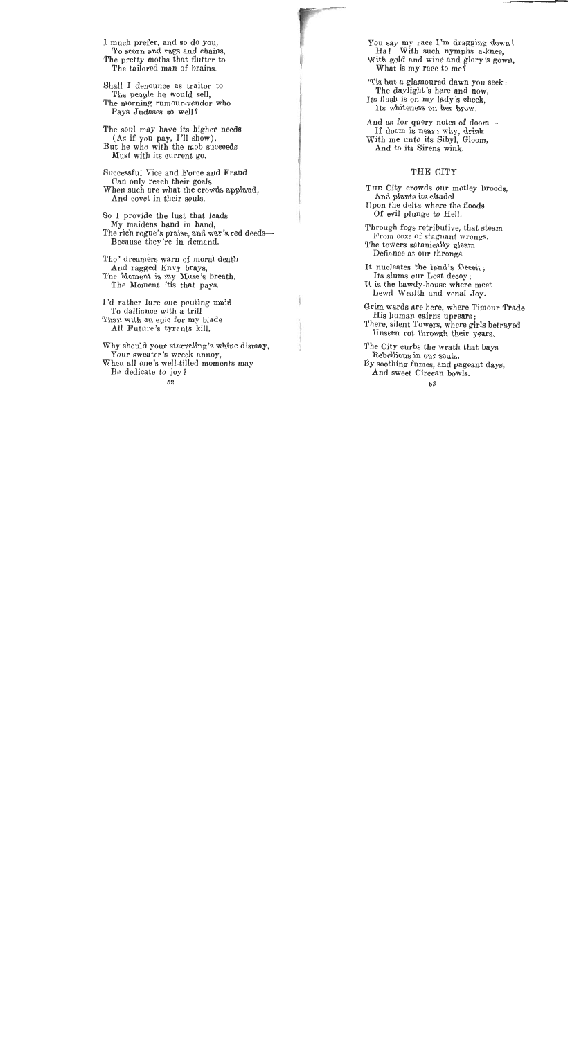I much prefer, and so do you,
  To scorn and rags and chains,
The pretty moths that flutter to
  The tailored man of brains.

Shall I denounce as traitor to
  The people he would sell,
The morning rumour-vendor who
  Pays Judases so well?

The soul may have its higher needs
  (As if you pay, I'll show),
But he who with the mob succeeds
  Must with its current go.

Successful Vice and Force and Fraud
  Can only reach their goals
When such are what the crowds applaud,
  And covet in their souls.

So I provide the lust that leads
  My maidens hand in hand,
The rich rogue's praise, and war's red deeds—
  Because they're in demand.

Tho' dreamers warn of moral death
  And ragged Envy brays,
The Moment is my Muse's breath,
  The Moment 'tis that pays.

I'd rather lure one pouting maid
  To dalliance with a trill
Than with an epic for my blade
  All Future's tyrants kill.

Why should your starveling's whine dismay,
  Your sweater's wreck annoy,
When all one's well-tilled moments may
  Be dedicate to joy?

You say my race I'm dragging down!
  Ha! With such nymphs a-knee,
With gold and wine and glory's gown,
  What is my race to me?

'Tis but a glamoured dawn you seek:
  The daylight's here and now,
Its flush is on my lady's cheek,
  Its whiteness on her brow.

And as for query notes of doom—
  If doom is near: why, drink
With me unto its Sibyl, Gloom,
  And to its Sirens wink.

## THE CITY

The City crowds our motley broods,
  And plants its citadel
Upon the delta where the floods
  Of evil plunge to Hell.

Through fogs retributive, that steam
  From ooze of stagnant wrongs,
The towers satanically gleam
  Defiance at our throngs.

It nucleates the land's Deceit;
  Its slums our Lost decoy;
It is the bawdy-house where meet
  Lewd Wealth and venal Joy.

Grim wards are here, where Timour Trade
  His human cairns uprears;
There, silent Towers, where girls betrayed
  Unseen rot through their years.

The City curbs the wrath that bays
  Rebellious in our souls,
By soothing fumes, and pageant days,
  And sweet Circean bowls.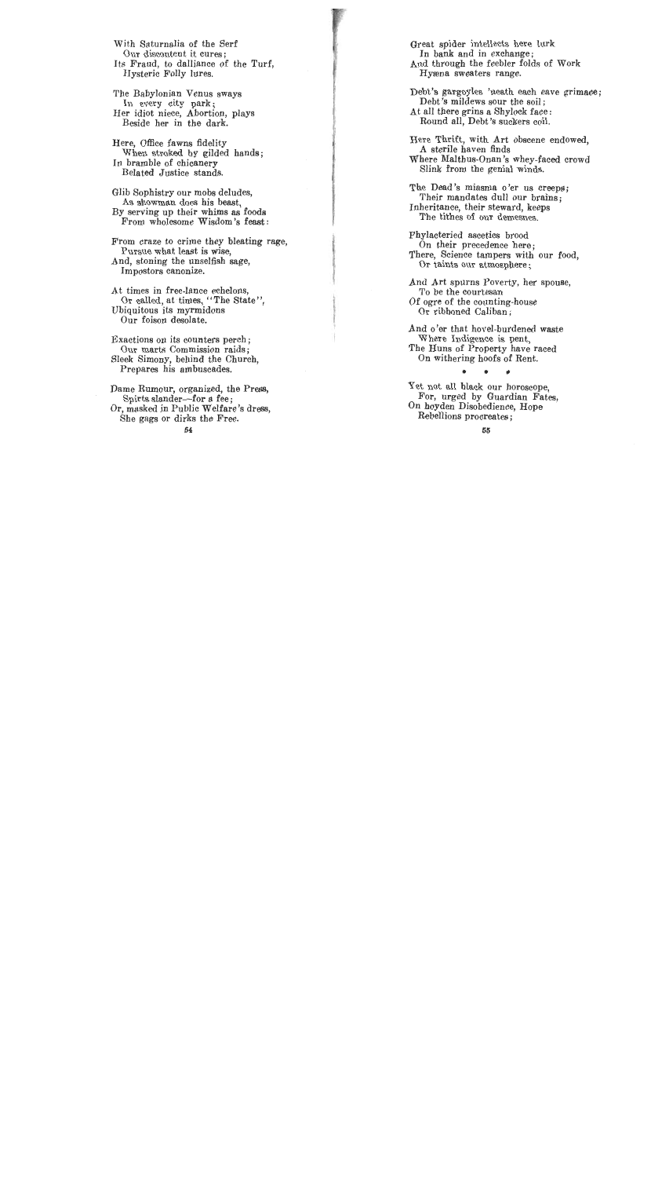With Saturnalia of the Serf
  Our discontent it cures;
Its Fraud, to dalliance of the Turf,
  Hysteric Folly lures.

The Babylonian Venus sways
  In every city park;
Her idiot niece, Abortion, plays
  Beside her in the dark.

Here, Office fawns fidelity
  When stroked by gilded hands;
In bramble of chicanery
  Belated Justice stands.

Glib Sophistry our mobs deludes,
  As showman does his beast,
By serving up their whims as foods
  From wholesome Wisdom's feast:

From craze to crime they bleating rage,
  Pursue what least is wise,
And, stoning the unselfish sage,
  Impostors canonize.

At times in free-lance echelons,
  Or called, at times, "The State",
Ubiquitous its myrmidons
  Our foison desolate.

Exactions on its counters perch;
  Our marts Commission raids;
Sleek Simony, behind the Church,
  Prepares his ambuscades.

Dame Rumour, organized, the Press,
  Spirts slander—for a fee;
Or, masked in Public Welfare's dress,
  She gags or dirks the Free.

Great spider intellects here lurk
  In bank and in exchange;
And through the feebler folds of Work
  Hyæna sweaters range.

Debt's gargoyles 'neath each eave grimace;
  Debt's mildews sour the soil;
At all there grins a Shylock face:
  Round all, Debt's suckers coil.

Here Thrift, with Art obscene endowed,
  A sterile haven finds
Where Malthus-Onan's whey-faced crowd
  Slink from the genial winds.

The Dead's miasma o'er us creeps;
  Their mandates dull our brains;
Inheritance, their steward, keeps
  The tithes of our demesnes.

Phylacteried ascetics brood
  On their precedence here;
There, Science tampers with our food,
  Or taints our atmosphere;

And Art spurns Poverty, her spouse,
  To be the courtesan
Of ogre of the counting-house
  Or ribboned Caliban;

And o'er that hovel-burdened waste
  Where Indigence is pent,
The Huns of Property have raced
  On withering hoofs of Rent.

\* \* \*

Yet not all black our horoscope,
  For, urged by Guardian Fates,
On hoyden Disobedience, Hope
  Rebellions procreates;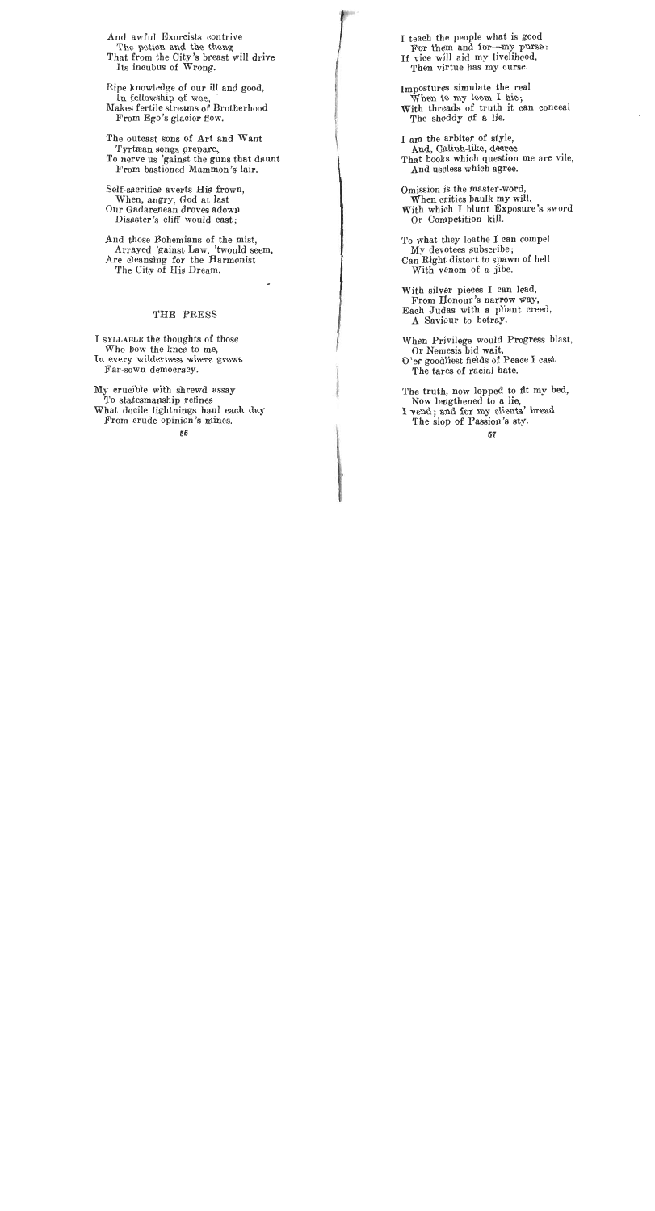And awful Exorcists contrive
  The potion and the thong
That from the City's breast will drive
  Its incubus of Wrong.

Ripe knowledge of our ill and good,
  In fellowship of woe,
Makes fertile streams of Brotherhood
  From Ego's glacier flow.

The outcast sons of Art and Want
  Tyrtæan songs prepare,
To nerve us 'gainst the guns that daunt
  From bastioned Mammon's lair.

Self-sacrifice averts His frown,
  When, angry, God at last
Our Gadarenean droves adown
  Disaster's cliff would cast;

And those Bohemians of the mist,
  Arrayed 'gainst Law, 'twould seem,
Are cleansing for the Harmonist
  The City of His Dream.

## THE PRESS

I SYLLABLE the thoughts of those
  Who bow the knee to me,
In every wilderness where grows
  Far-sown democracy.

My crucible with shrewd assay
  To statesmanship refines
What docile lightnings haul each day
  From crude opinion's mines.

I teach the people what is good
  For them and for—my purse:
If vice will aid my livelihood,
  Then virtue has my curse.

Impostures simulate the real
  When to my loom I hie;
With threads of truth it can conceal
  The shoddy of a lie.

I am the arbiter of style,
  And, Caliph-like, decree
That books which question me are vile,
  And useless which agree.

Omission is the master-word,
  When critics baulk my will,
With which I blunt Exposure's sword
  Or Competition kill.

To what they loathe I can compel
  My devotees subscribe;
Can Right distort to spawn of hell
  With venom of a jibe.

With silver pieces I can lead,
  From Honour's narrow way,
Each Judas with a pliant creed,
  A Saviour to betray.

When Privilege would Progress blast,
  Or Nemesis bid wait,
O'er goodliest fields of Peace I cast
  The tares of racial hate.

The truth, now lopped to fit my bed,
  Now lengthened to a lie,
I vend; and for my clients' bread
  The slop of Passion's sty.